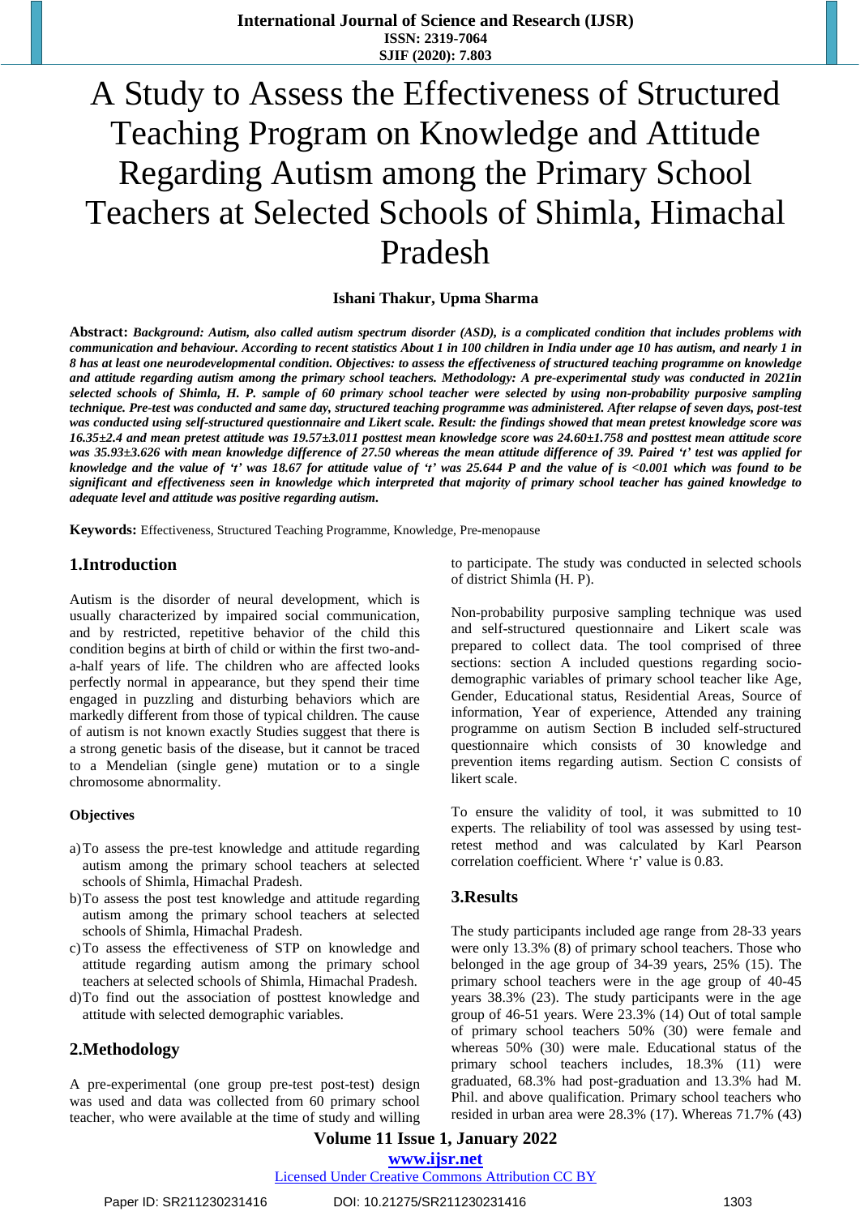# A Study to Assess the Effectiveness of Structured Teaching Program on Knowledge and Attitude Regarding Autism among the Primary School Teachers at Selected Schools of Shimla, Himachal Pradesh

**Ishani Thakur, Upma Sharma**

**Abstract:** ***Background: Autism, also called autism spectrum disorder (ASD), is a complicated condition that includes problems with communication and behaviour. According to recent statistics About 1 in 100 children in India under age 10 has autism, and nearly 1 in 8 has at least one neurodevelopmental condition. Objectives: to assess the effectiveness of structured teaching programme on knowledge and attitude regarding autism among the primary school teachers. Methodology: A pre-experimental study was conducted in 2021in selected schools of Shimla, H. P. sample of 60 primary school teacher were selected by using non-probability purposive sampling technique. Pre-test was conducted and same day, structured teaching programme was administered. After relapse of seven days, post-test was conducted using self-structured questionnaire and Likert scale. Result: the findings showed that mean pretest knowledge score was 16.35±2.4 and mean pretest attitude was 19.57±3.011 posttest mean knowledge score was 24.60±1.758 and posttest mean attitude score was 35.93±3.626 with mean knowledge difference of 27.50 whereas the mean attitude difference of 39. Paired 't' test was applied for knowledge and the value of 't' was 18.67 for attitude value of 't' was 25.644 P and the value of is <0.001 which was found to be significant and effectiveness seen in knowledge which interpreted that majority of primary school teacher has gained knowledge to adequate level and attitude was positive regarding autism.***

**Keywords:** Effectiveness, Structured Teaching Programme, Knowledge, Pre-menopause

## 1.Introduction

Autism is the disorder of neural development, which is usually characterized by impaired social communication, and by restricted, repetitive behavior of the child this condition begins at birth of child or within the first two-and-a-half years of life. The children who are affected looks perfectly normal in appearance, but they spend their time engaged in puzzling and disturbing behaviors which are markedly different from those of typical children. The cause of autism is not known exactly Studies suggest that there is a strong genetic basis of the disease, but it cannot be traced to a Mendelian (single gene) mutation or to a single chromosome abnormality.

### Objectives

a) To assess the pre-test knowledge and attitude regarding autism among the primary school teachers at selected schools of Shimla, Himachal Pradesh.
b) To assess the post test knowledge and attitude regarding autism among the primary school teachers at selected schools of Shimla, Himachal Pradesh.
c) To assess the effectiveness of STP on knowledge and attitude regarding autism among the primary school teachers at selected schools of Shimla, Himachal Pradesh.
d) To find out the association of posttest knowledge and attitude with selected demographic variables.

## 2.Methodology

A pre-experimental (one group pre-test post-test) design was used and data was collected from 60 primary school teacher, who were available at the time of study and willing to participate. The study was conducted in selected schools of district Shimla (H. P).

Non-probability purposive sampling technique was used and self-structured questionnaire and Likert scale was prepared to collect data. The tool comprised of three sections: section A included questions regarding socio-demographic variables of primary school teacher like Age, Gender, Educational status, Residential Areas, Source of information, Year of experience, Attended any training programme on autism Section B included self-structured questionnaire which consists of 30 knowledge and prevention items regarding autism. Section C consists of likert scale.

To ensure the validity of tool, it was submitted to 10 experts. The reliability of tool was assessed by using test-retest method and was calculated by Karl Pearson correlation coefficient. Where 'r' value is 0.83.

## 3.Results

The study participants included age range from 28-33 years were only 13.3% (8) of primary school teachers. Those who belonged in the age group of 34-39 years, 25% (15). The primary school teachers were in the age group of 40-45 years 38.3% (23). The study participants were in the age group of 46-51 years. Were 23.3% (14) Out of total sample of primary school teachers 50% (30) were female and whereas 50% (30) were male. Educational status of the primary school teachers includes, 18.3% (11) were graduated, 68.3% had post-graduation and 13.3% had M. Phil. and above qualification. Primary school teachers who resided in urban area were 28.3% (17). Whereas 71.7% (43)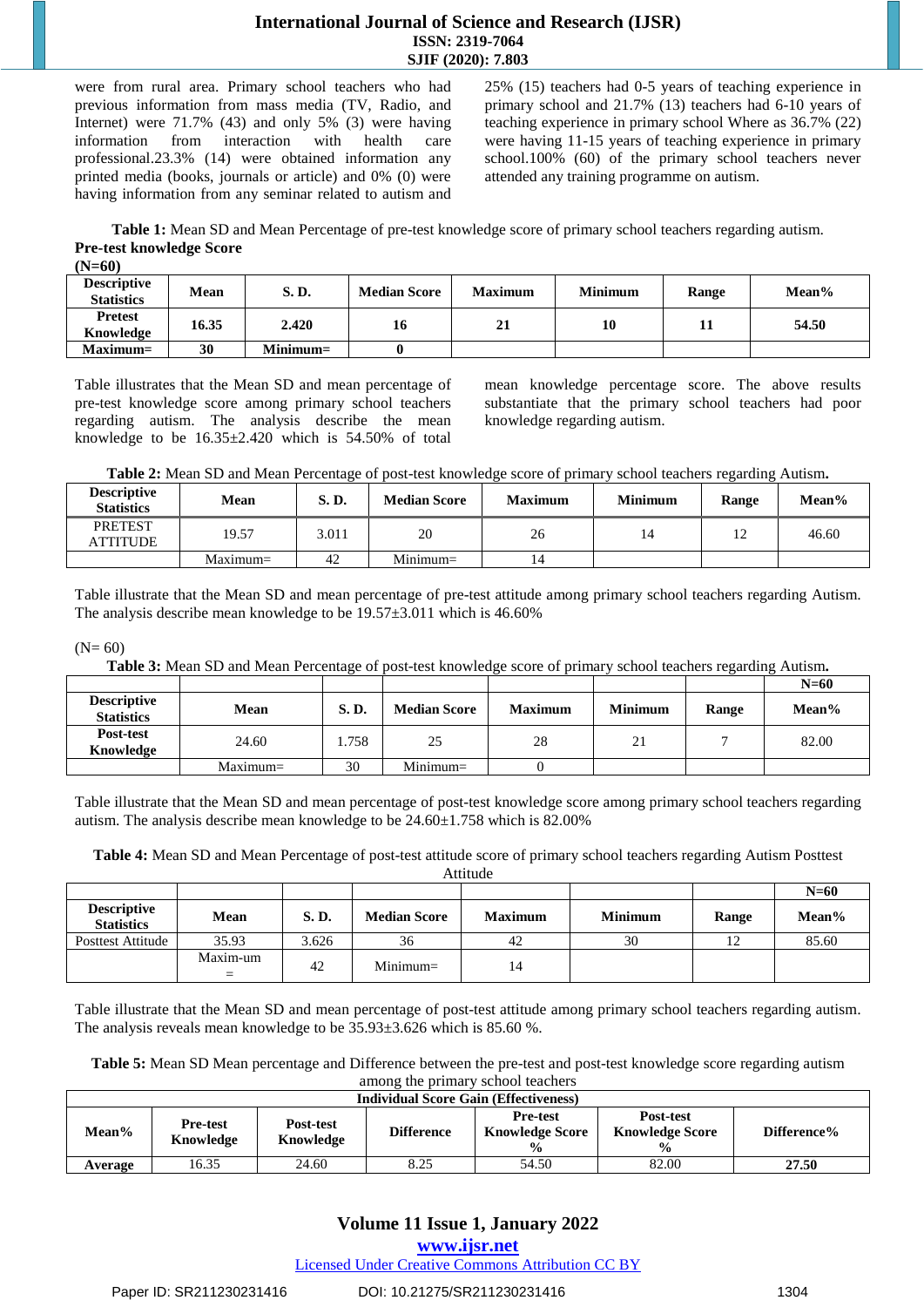were from rural area. Primary school teachers who had previous information from mass media (TV, Radio, and Internet) were 71.7% (43) and only 5% (3) were having information from interaction with health care professional.23.3% (14) were obtained information any printed media (books, journals or article) and 0% (0) were having information from any seminar related to autism and 25% (15) teachers had 0-5 years of teaching experience in primary school and 21.7% (13) teachers had 6-10 years of teaching experience in primary school Where as 36.7% (22) were having 11-15 years of teaching experience in primary school.100% (60) of the primary school teachers never attended any training programme on autism.

**Table 1:** Mean SD and Mean Percentage of pre-test knowledge score of primary school teachers regarding autism.

**Pre-test knowledge Score**

**(N=60)**

| Descriptive Statistics | Mean | S. D. | Median Score | Maximum | Minimum | Range | Mean% |
|---|---|---|---|---|---|---|---|
| Pretest Knowledge | 16.35 | 2.420 | 16 | 21 | 10 | 11 | 54.50 |
| Maximum= | 30 | Minimum= | 0 | | | | |

Table illustrates that the Mean SD and mean percentage of pre-test knowledge score among primary school teachers regarding autism. The analysis describe the mean knowledge to be 16.35±2.420 which is 54.50% of total mean knowledge percentage score. The above results substantiate that the primary school teachers had poor knowledge regarding autism.

**Table 2:** Mean SD and Mean Percentage of post-test knowledge score of primary school teachers regarding Autism.

| Descriptive Statistics | Mean | S. D. | Median Score | Maximum | Minimum | Range | Mean% |
|---|---|---|---|---|---|---|---|
| PRETEST ATTITUDE | 19.57 | 3.011 | 20 | 26 | 14 | 12 | 46.60 |
| | Maximum= | 42 | Minimum= | 14 | | | |

Table illustrate that the Mean SD and mean percentage of pre-test attitude among primary school teachers regarding Autism. The analysis describe mean knowledge to be 19.57±3.011 which is 46.60%

(N= 60)

**Table 3:** Mean SD and Mean Percentage of post-test knowledge score of primary school teachers regarding Autism.

| | | | | | | | N=60 |
|---|---|---|---|---|---|---|---|
| Descriptive Statistics | Mean | S. D. | Median Score | Maximum | Minimum | Range | Mean% |
| Post-test Knowledge | 24.60 | 1.758 | 25 | 28 | 21 | 7 | 82.00 |
| | Maximum= | 30 | Minimum= | 0 | | | |

Table illustrate that the Mean SD and mean percentage of post-test knowledge score among primary school teachers regarding autism. The analysis describe mean knowledge to be 24.60±1.758 which is 82.00%

**Table 4:** Mean SD and Mean Percentage of post-test attitude score of primary school teachers regarding Autism Posttest Attitude

| | | | | | | | N=60 |
|---|---|---|---|---|---|---|---|
| Descriptive Statistics | Mean | S. D. | Median Score | Maximum | Minimum | Range | Mean% |
| Posttest Attitude | 35.93 | 3.626 | 36 | 42 | 30 | 12 | 85.60 |
| | Maxim-um = | 42 | Minimum= | 14 | | | |

Table illustrate that the Mean SD and mean percentage of post-test attitude among primary school teachers regarding autism. The analysis reveals mean knowledge to be 35.93±3.626 which is 85.60 %.

**Table 5:** Mean SD Mean percentage and Difference between the pre-test and post-test knowledge score regarding autism among the primary school teachers

| Individual Score Gain (Effectiveness) | | | | | | |
|---|---|---|---|---|---|---|
| Mean% | Pre-test Knowledge | Post-test Knowledge | Difference | Pre-test Knowledge Score % | Post-test Knowledge Score % | Difference% |
| Average | 16.35 | 24.60 | 8.25 | 54.50 | 82.00 | 27.50 |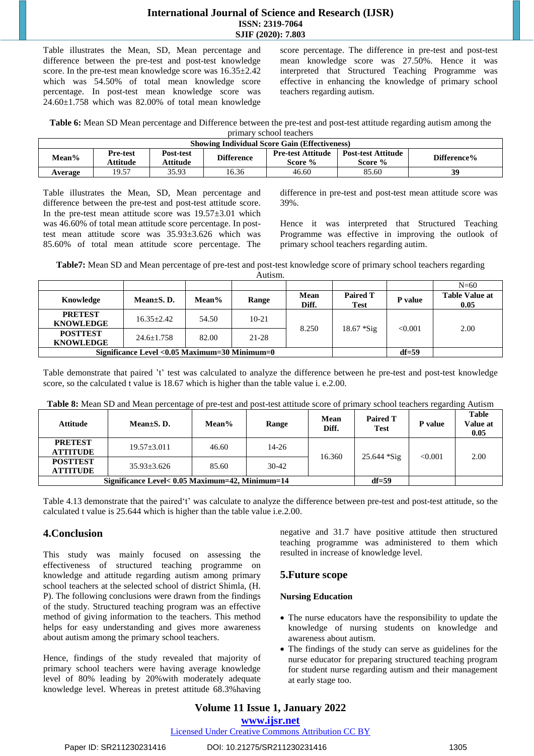Table illustrates the Mean, SD, Mean percentage and difference between the pre-test and post-test knowledge score. In the pre-test mean knowledge score was 16.35±2.42 which was 54.50% of total mean knowledge score percentage. In post-test mean knowledge score was 24.60±1.758 which was 82.00% of total mean knowledge score percentage. The difference in pre-test and post-test mean knowledge score was 27.50%. Hence it was interpreted that Structured Teaching Programme was effective in enhancing the knowledge of primary school teachers regarding autism.

**Table 6:** Mean SD Mean percentage and Difference between the pre-test and post-test attitude regarding autism among the primary school teachers

| Showing Individual Score Gain (Effectiveness) | | | | | | |
|---|---|---|---|---|---|---|
| **Mean%** | **Pre-test Attitude** | **Post-test Attitude** | **Difference** | **Pre-test Attitude Score %** | **Post-test Attitude Score %** | **Difference%** |
| **Average** | 19.57 | 35.93 | 16.36 | 46.60 | 85.60 | **39** |

Table illustrates the Mean, SD, Mean percentage and difference between the pre-test and post-test attitude score. In the pre-test mean attitude score was 19.57±3.01 which was 46.60% of total mean attitude score percentage. In post-test mean attitude score was 35.93±3.626 which was 85.60% of total mean attitude score percentage. The difference in pre-test and post-test mean attitude score was 39%.

Hence it was interpreted that Structured Teaching Programme was effective in improving the outlook of primary school teachers regarding autim.

**Table7:** Mean SD and Mean percentage of pre-test and post-test knowledge score of primary school teachers regarding Autism.

| | | | | | | | N=60 |
|---|---|---|---|---|---|---|---|
| **Knowledge** | **Mean±S. D.** | **Mean%** | **Range** | **Mean Diff.** | **Paired T Test** | **P value** | **Table Value at 0.05** |
| **PRETEST KNOWLEDGE** | 16.35±2.42 | 54.50 | 10-21 | 8.250 | 18.67 *Sig | <0.001 | 2.00 |
| **POSTTEST KNOWLEDGE** | 24.6±1.758 | 82.00 | 21-28 | | | | |
| **Significance Level <0.05 Maximum=30 Minimum=0** | | | | | | **df=59** | |

Table demonstrate that paired 't' test was calculated to analyze the difference between he pre-test and post-test knowledge score, so the calculated t value is 18.67 which is higher than the table value i. e.2.00.

**Table 8:** Mean SD and Mean percentage of pre-test and post-test attitude score of primary school teachers regarding Autism

| **Attitude** | **Mean±S. D.** | **Mean%** | **Range** | **Mean Diff.** | **Paired T Test** | **P value** | **Table Value at 0.05** |
|---|---|---|---|---|---|---|---|
| **PRETEST ATTITUDE** | 19.57±3.011 | 46.60 | 14-26 | 16.360 | 25.644 *Sig | <0.001 | 2.00 |
| **POSTTEST ATTITUDE** | 35.93±3.626 | 85.60 | 30-42 | | | | |
| **Significance Level< 0.05 Maximum=42, Minimum=14** | | | | | **df=59** | | |

Table 4.13 demonstrate that the paired't' was calculate to analyze the difference between pre-test and post-test attitude, so the calculated t value is 25.644 which is higher than the table value i.e.2.00.

## 4.Conclusion

This study was mainly focused on assessing the effectiveness of structured teaching programme on knowledge and attitude regarding autism among primary school teachers at the selected school of district Shimla, (H. P). The following conclusions were drawn from the findings of the study. Structured teaching program was an effective method of giving information to the teachers. This method helps for easy understanding and gives more awareness about autism among the primary school teachers.

Hence, findings of the study revealed that majority of primary school teachers were having average knowledge level of 80% leading by 20%with moderately adequate knowledge level. Whereas in pretest attitude 68.3%having negative and 31.7 have positive attitude then structured teaching programme was administered to them which resulted in increase of knowledge level.

## 5.Future scope

**Nursing Education**

- The nurse educators have the responsibility to update the knowledge of nursing students on knowledge and awareness about autism.
- The findings of the study can serve as guidelines for the nurse educator for preparing structured teaching program for student nurse regarding autism and their management at early stage too.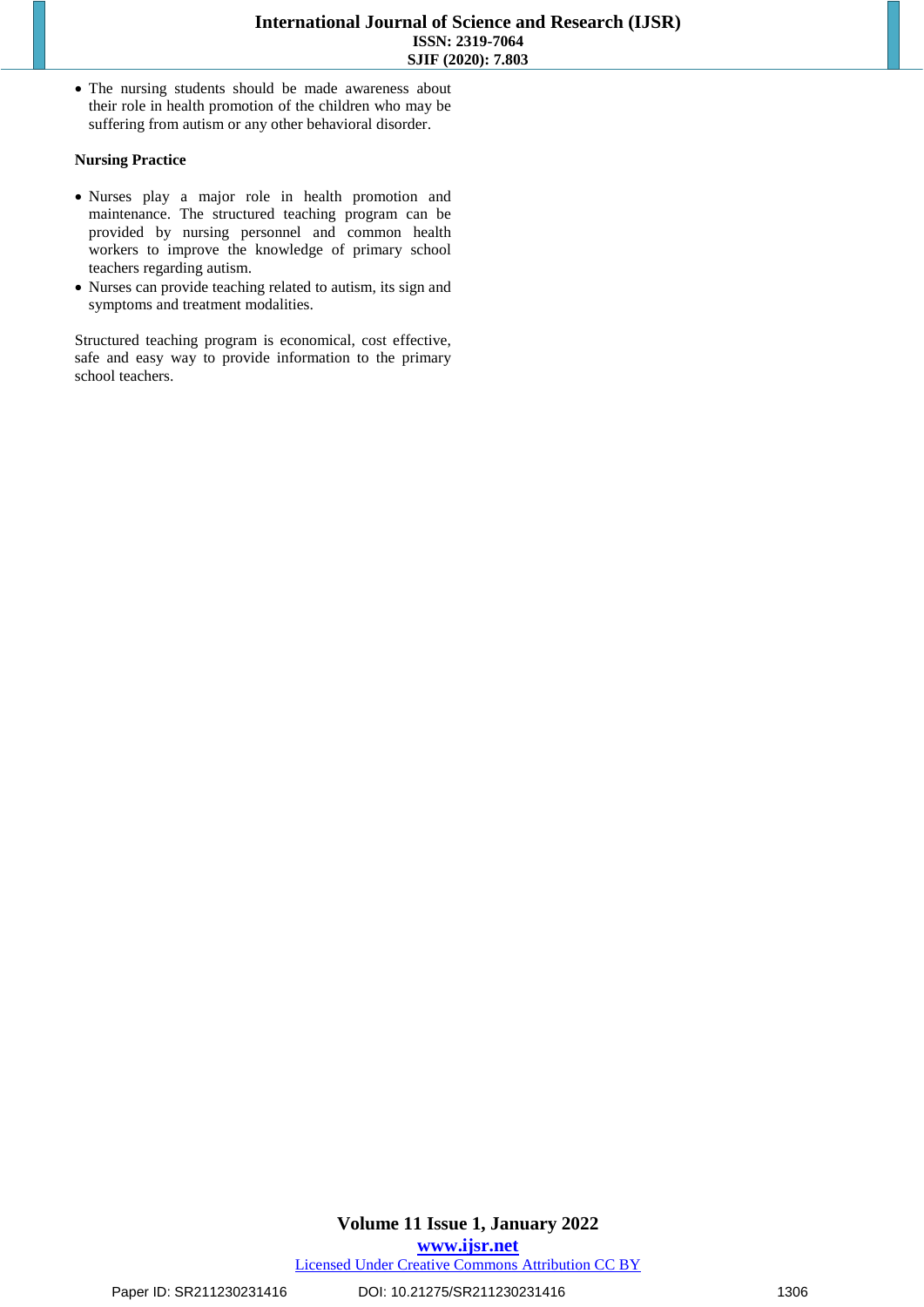- The nursing students should be made awareness about their role in health promotion of the children who may be suffering from autism or any other behavioral disorder.

**Nursing Practice**

- Nurses play a major role in health promotion and maintenance. The structured teaching program can be provided by nursing personnel and common health workers to improve the knowledge of primary school teachers regarding autism.
- Nurses can provide teaching related to autism, its sign and symptoms and treatment modalities.

Structured teaching program is economical, cost effective, safe and easy way to provide information to the primary school teachers.